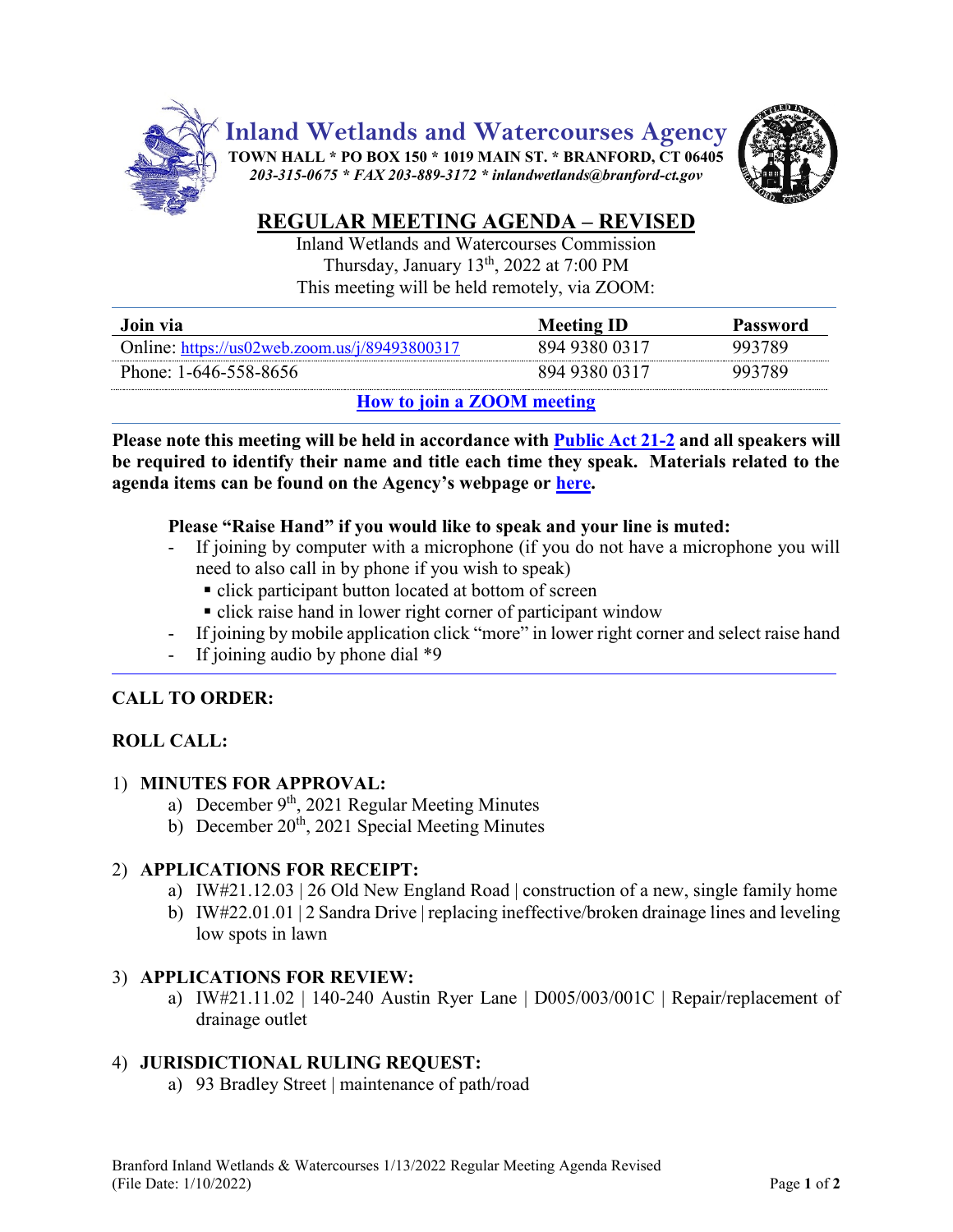# Inland Wetlands and Watercourses Agency

**TOWN HALL * PO BOX 150 * 1019 MAIN ST. * BRANFORD, CT 06405**
*203-315-0675 * FAX 203-889-3172 * inlandwetlands@branford-ct.gov*

## REGULAR MEETING AGENDA – REVISED

Inland Wetlands and Watercourses Commission
Thursday, January 13th, 2022 at 7:00 PM
This meeting will be held remotely, via ZOOM:

| Join via | Meeting ID | Password |
|---|---|---|
| Online: https://us02web.zoom.us/j/89493800317 | 894 9380 0317 | 993789 |
| Phone: 1-646-558-8656 | 894 9380 0317 | 993789 |

**How to join a ZOOM meeting**

**Please note this meeting will be held in accordance with Public Act 21-2 and all speakers will be required to identify their name and title each time they speak. Materials related to the agenda items can be found on the Agency's webpage or here.**

**Please "Raise Hand" if you would like to speak and your line is muted:**

- If joining by computer with a microphone (if you do not have a microphone you will need to also call in by phone if you wish to speak)
  - click participant button located at bottom of screen
  - click raise hand in lower right corner of participant window
- If joining by mobile application click "more" in lower right corner and select raise hand
- If joining audio by phone dial *9

**CALL TO ORDER:**

**ROLL CALL:**

1) **MINUTES FOR APPROVAL:**
   a) December 9th, 2021 Regular Meeting Minutes
   b) December 20th, 2021 Special Meeting Minutes

2) **APPLICATIONS FOR RECEIPT:**
   a) IW#21.12.03 | 26 Old New England Road | construction of a new, single family home
   b) IW#22.01.01 | 2 Sandra Drive | replacing ineffective/broken drainage lines and leveling low spots in lawn

3) **APPLICATIONS FOR REVIEW:**
   a) IW#21.11.02 | 140-240 Austin Ryer Lane | D005/003/001C | Repair/replacement of drainage outlet

4) **JURISDICTIONAL RULING REQUEST:**
   a) 93 Bradley Street | maintenance of path/road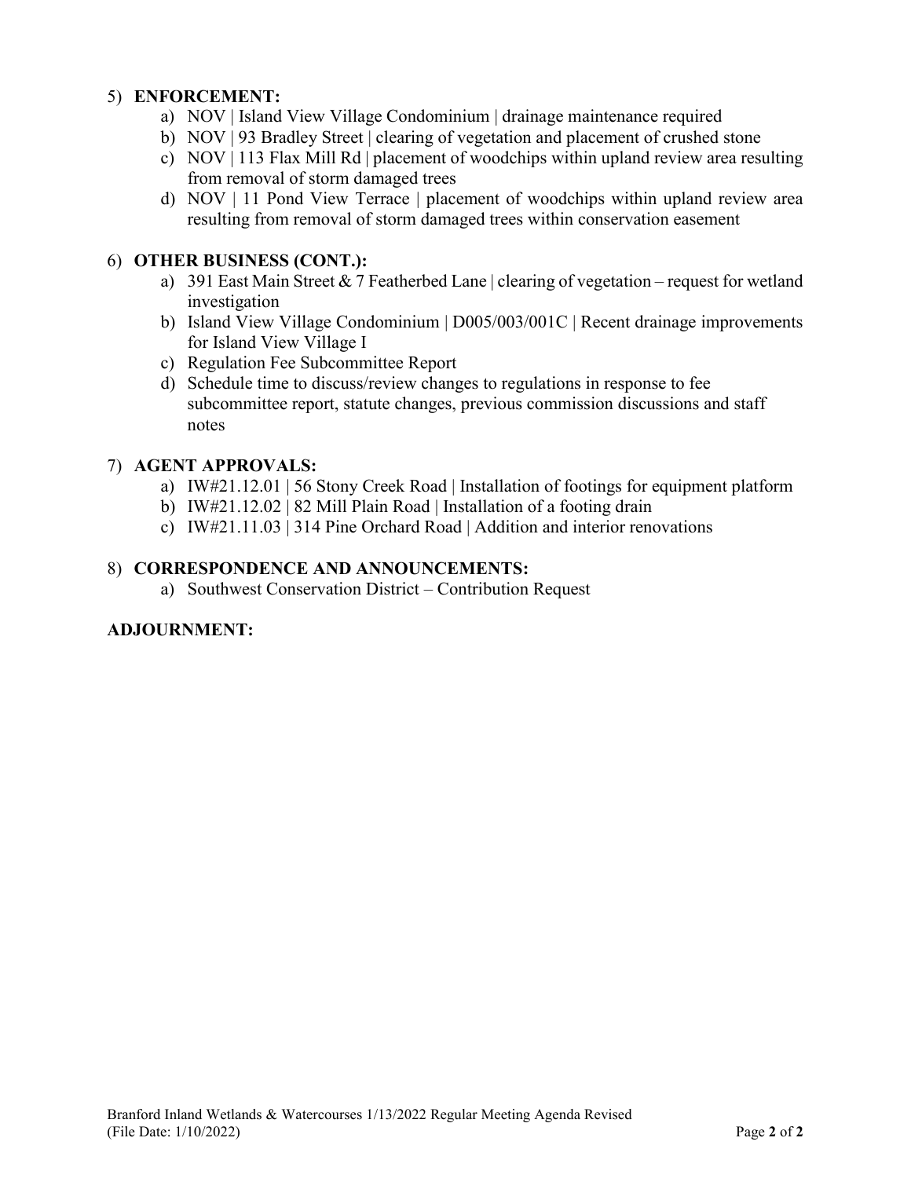5) **ENFORCEMENT:**
   a) NOV | Island View Village Condominium | drainage maintenance required
   b) NOV | 93 Bradley Street | clearing of vegetation and placement of crushed stone
   c) NOV | 113 Flax Mill Rd | placement of woodchips within upland review area resulting from removal of storm damaged trees
   d) NOV | 11 Pond View Terrace | placement of woodchips within upland review area resulting from removal of storm damaged trees within conservation easement

6) **OTHER BUSINESS (CONT.):**
   a) 391 East Main Street & 7 Featherbed Lane | clearing of vegetation – request for wetland investigation
   b) Island View Village Condominium | D005/003/001C | Recent drainage improvements for Island View Village I
   c) Regulation Fee Subcommittee Report
   d) Schedule time to discuss/review changes to regulations in response to fee subcommittee report, statute changes, previous commission discussions and staff notes

7) **AGENT APPROVALS:**
   a) IW#21.12.01 | 56 Stony Creek Road | Installation of footings for equipment platform
   b) IW#21.12.02 | 82 Mill Plain Road | Installation of a footing drain
   c) IW#21.11.03 | 314 Pine Orchard Road | Addition and interior renovations

8) **CORRESPONDENCE AND ANNOUNCEMENTS:**
   a) Southwest Conservation District – Contribution Request

**ADJOURNMENT:**